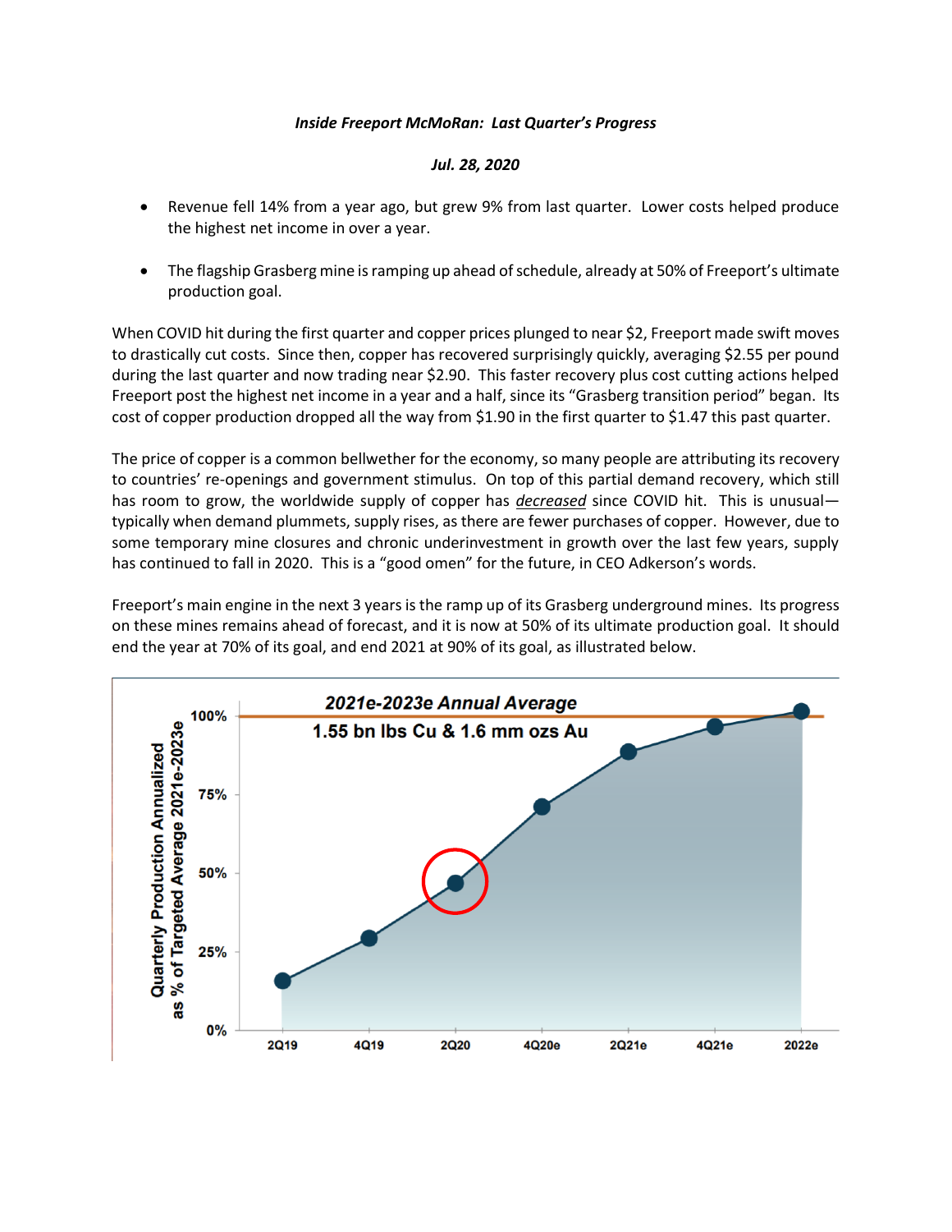***Inside Freeport McMoRan: Last Quarter's Progress***

***Jul. 28, 2020***

- Revenue fell 14% from a year ago, but grew 9% from last quarter. Lower costs helped produce the highest net income in over a year.
- The flagship Grasberg mine is ramping up ahead of schedule, already at 50% of Freeport's ultimate production goal.

When COVID hit during the first quarter and copper prices plunged to near $2, Freeport made swift moves to drastically cut costs. Since then, copper has recovered surprisingly quickly, averaging $2.55 per pound during the last quarter and now trading near $2.90. This faster recovery plus cost cutting actions helped Freeport post the highest net income in a year and a half, since its "Grasberg transition period" began. Its cost of copper production dropped all the way from $1.90 in the first quarter to $1.47 this past quarter.

The price of copper is a common bellwether for the economy, so many people are attributing its recovery to countries' re-openings and government stimulus. On top of this partial demand recovery, which still has room to grow, the worldwide supply of copper has *decreased* since COVID hit. This is unusual—typically when demand plummets, supply rises, as there are fewer purchases of copper. However, due to some temporary mine closures and chronic underinvestment in growth over the last few years, supply has continued to fall in 2020. This is a "good omen" for the future, in CEO Adkerson's words.

Freeport's main engine in the next 3 years is the ramp up of its Grasberg underground mines. Its progress on these mines remains ahead of forecast, and it is now at 50% of its ultimate production goal. It should end the year at 70% of its goal, and end 2021 at 90% of its goal, as illustrated below.

***2021e-2023e Annual Average***

**1.55 bn lbs Cu & 1.6 mm ozs Au**

| Quarter | Quarterly Production Annualized as % of Targeted Average 2021e-2023e |
| --- | --- |
| 2Q19 | ~15% |
| 4Q19 | ~29% |
| 2Q20 | ~47% |
| 4Q20e | ~71% |
| 2Q21e | ~88% |
| 4Q21e | ~96% |
| 2022e | ~100% |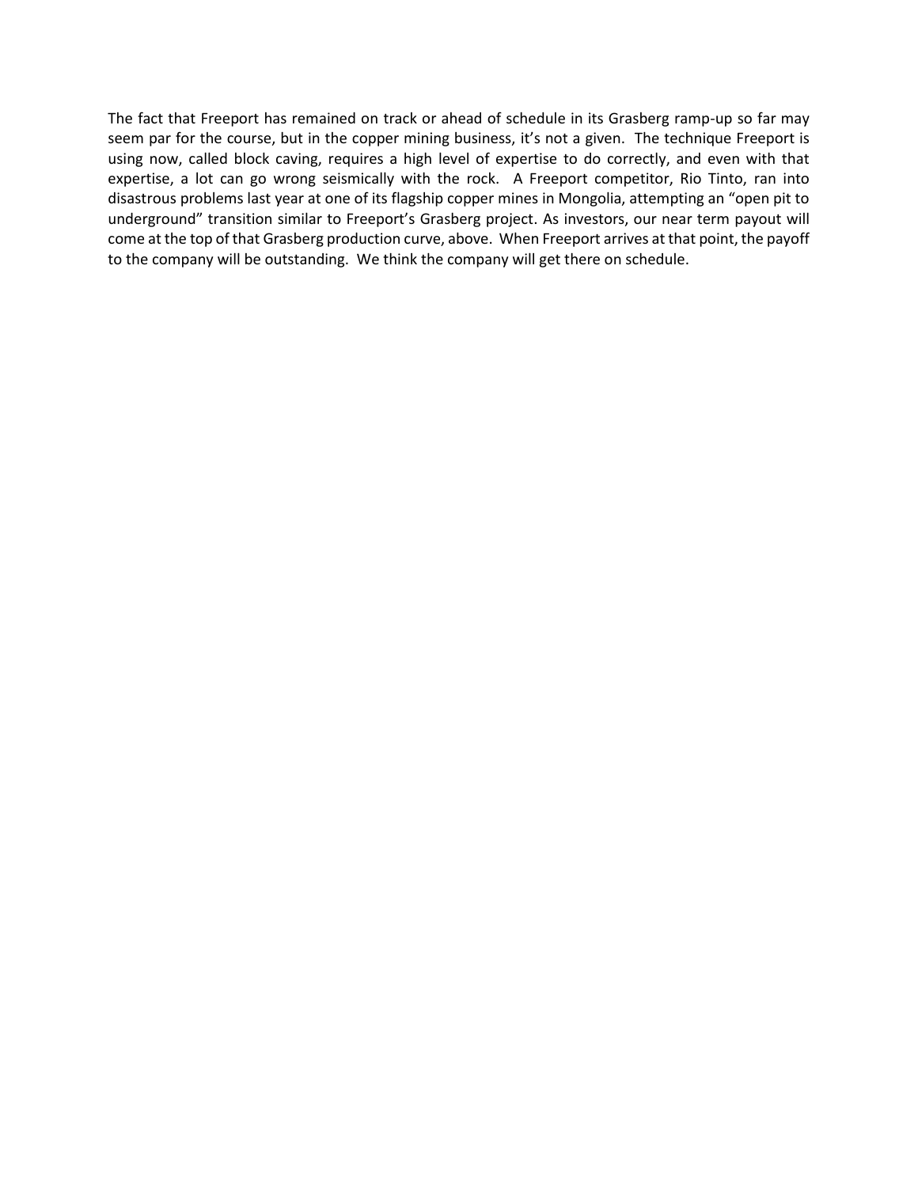The fact that Freeport has remained on track or ahead of schedule in its Grasberg ramp-up so far may seem par for the course, but in the copper mining business, it's not a given. The technique Freeport is using now, called block caving, requires a high level of expertise to do correctly, and even with that expertise, a lot can go wrong seismically with the rock. A Freeport competitor, Rio Tinto, ran into disastrous problems last year at one of its flagship copper mines in Mongolia, attempting an "open pit to underground" transition similar to Freeport's Grasberg project. As investors, our near term payout will come at the top of that Grasberg production curve, above. When Freeport arrives at that point, the payoff to the company will be outstanding. We think the company will get there on schedule.